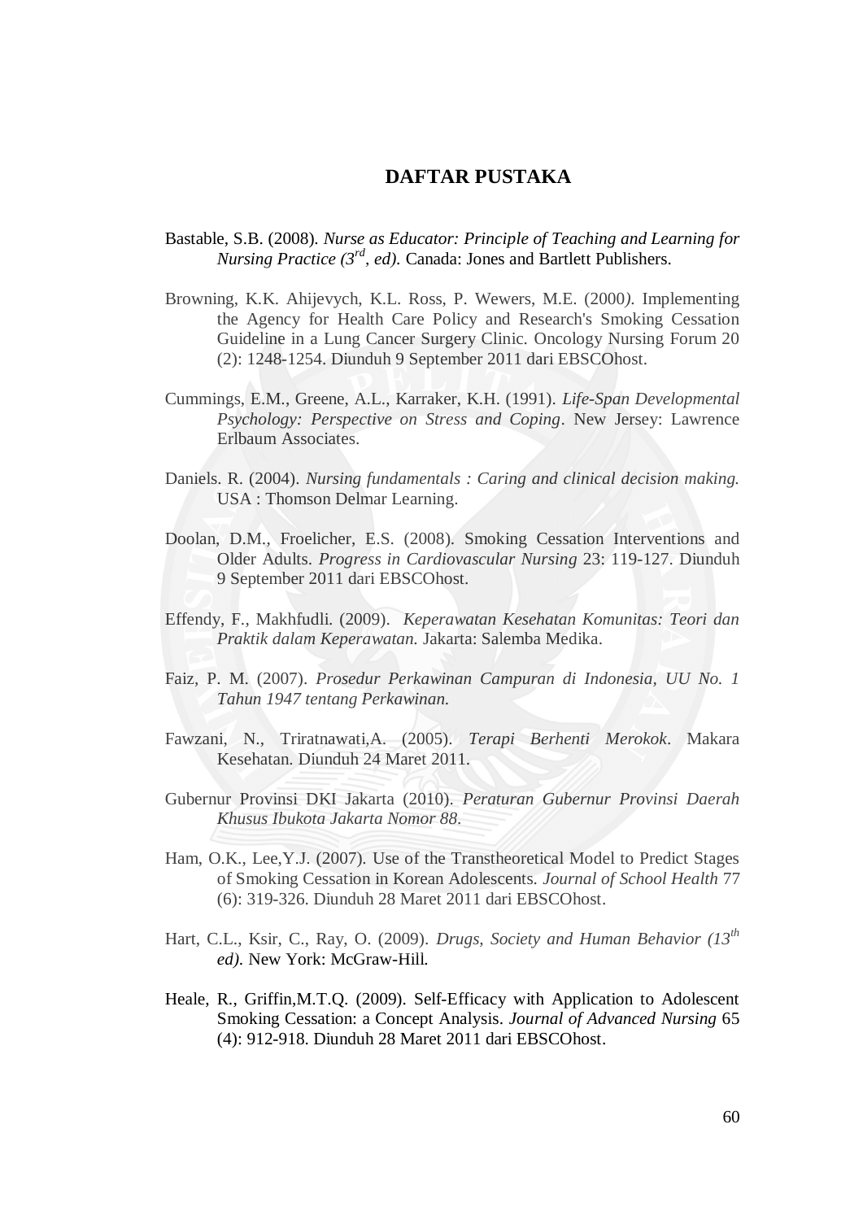# DAFTAR PUSTAKA

Bastable, S.B. (2008). *Nurse as Educator: Principle of Teaching and Learning for Nursing Practice (3rd, ed).* Canada: Jones and Bartlett Publishers.

Browning, K.K. Ahijevych, K.L. Ross, P. Wewers, M.E. (2000). Implementing the Agency for Health Care Policy and Research's Smoking Cessation Guideline in a Lung Cancer Surgery Clinic. Oncology Nursing Forum 20 (2): 1248-1254. Diunduh 9 September 2011 dari EBSCOhost.

Cummings, E.M., Greene, A.L., Karraker, K.H. (1991). *Life-Span Developmental Psychology: Perspective on Stress and Coping*. New Jersey: Lawrence Erlbaum Associates.

Daniels. R. (2004). *Nursing fundamentals : Caring and clinical decision making.* USA : Thomson Delmar Learning.

Doolan, D.M., Froelicher, E.S. (2008). Smoking Cessation Interventions and Older Adults. *Progress in Cardiovascular Nursing* 23: 119-127. Diunduh 9 September 2011 dari EBSCOhost.

Effendy, F., Makhfudli. (2009). *Keperawatan Kesehatan Komunitas: Teori dan Praktik dalam Keperawatan.* Jakarta: Salemba Medika.

Faiz, P. M. (2007). *Prosedur Perkawinan Campuran di Indonesia, UU No. 1 Tahun 1947 tentang Perkawinan.*

Fawzani, N., Triratnawati,A. (2005). *Terapi Berhenti Merokok*. Makara Kesehatan. Diunduh 24 Maret 2011.

Gubernur Provinsi DKI Jakarta (2010). *Peraturan Gubernur Provinsi Daerah Khusus Ibukota Jakarta Nomor 88.*

Ham, O.K., Lee,Y.J. (2007). Use of the Transtheoretical Model to Predict Stages of Smoking Cessation in Korean Adolescents. *Journal of School Health* 77 (6): 319-326. Diunduh 28 Maret 2011 dari EBSCOhost.

Hart, C.L., Ksir, C., Ray, O. (2009). *Drugs, Society and Human Behavior (13th ed).* New York: McGraw-Hill.

Heale, R., Griffin,M.T.Q. (2009). Self-Efficacy with Application to Adolescent Smoking Cessation: a Concept Analysis. *Journal of Advanced Nursing* 65 (4): 912-918. Diunduh 28 Maret 2011 dari EBSCOhost.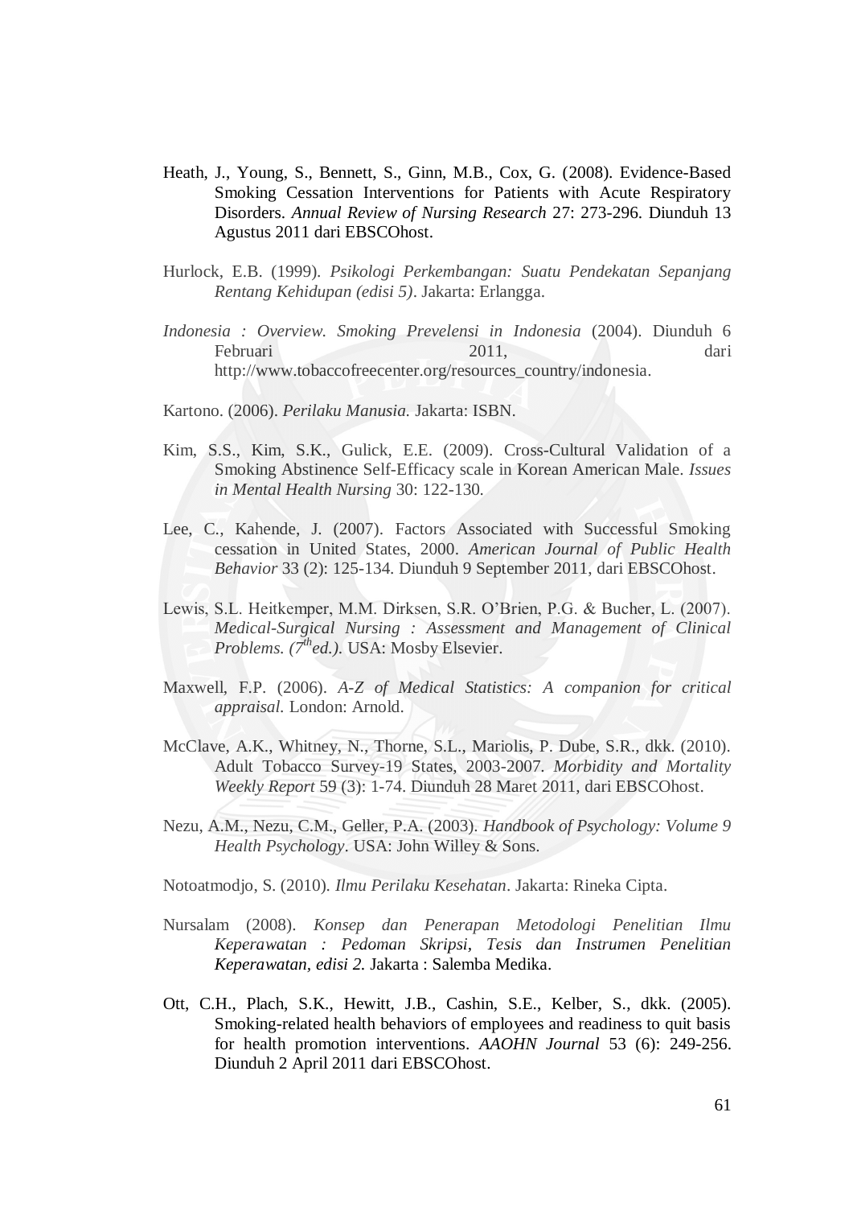Heath, J., Young, S., Bennett, S., Ginn, M.B., Cox, G. (2008). Evidence-Based Smoking Cessation Interventions for Patients with Acute Respiratory Disorders. *Annual Review of Nursing Research* 27: 273-296. Diunduh 13 Agustus 2011 dari EBSCOhost.

Hurlock, E.B. (1999). *Psikologi Perkembangan: Suatu Pendekatan Sepanjang Rentang Kehidupan (edisi 5)*. Jakarta: Erlangga.

*Indonesia : Overview. Smoking Prevelensi in Indonesia* (2004). Diunduh 6 Februari 2011, dari http://www.tobaccofreecenter.org/resources_country/indonesia.

Kartono. (2006). *Perilaku Manusia.* Jakarta: ISBN.

Kim, S.S., Kim, S.K., Gulick, E.E. (2009). Cross-Cultural Validation of a Smoking Abstinence Self-Efficacy scale in Korean American Male. *Issues in Mental Health Nursing* 30: 122-130.

Lee, C., Kahende, J. (2007). Factors Associated with Successful Smoking cessation in United States, 2000. *American Journal of Public Health Behavior* 33 (2): 125-134. Diunduh 9 September 2011, dari EBSCOhost.

Lewis, S.L. Heitkemper, M.M. Dirksen, S.R. O'Brien, P.G. & Bucher, L. (2007). *Medical-Surgical Nursing : Assessment and Management of Clinical Problems. (7th ed.).* USA: Mosby Elsevier.

Maxwell, F.P. (2006). *A-Z of Medical Statistics: A companion for critical appraisal.* London: Arnold.

McClave, A.K., Whitney, N., Thorne, S.L., Mariolis, P. Dube, S.R., dkk. (2010). Adult Tobacco Survey-19 States, 2003-2007. *Morbidity and Mortality Weekly Report* 59 (3): 1-74. Diunduh 28 Maret 2011, dari EBSCOhost.

Nezu, A.M., Nezu, C.M., Geller, P.A. (2003). *Handbook of Psychology: Volume 9 Health Psychology*. USA: John Willey & Sons.

Notoatmodjo, S. (2010). *Ilmu Perilaku Kesehatan*. Jakarta: Rineka Cipta.

Nursalam (2008). *Konsep dan Penerapan Metodologi Penelitian Ilmu Keperawatan : Pedoman Skripsi, Tesis dan Instrumen Penelitian Keperawatan, edisi 2.* Jakarta : Salemba Medika.

Ott, C.H., Plach, S.K., Hewitt, J.B., Cashin, S.E., Kelber, S., dkk. (2005). Smoking-related health behaviors of employees and readiness to quit basis for health promotion interventions. *AAOHN Journal* 53 (6): 249-256. Diunduh 2 April 2011 dari EBSCOhost.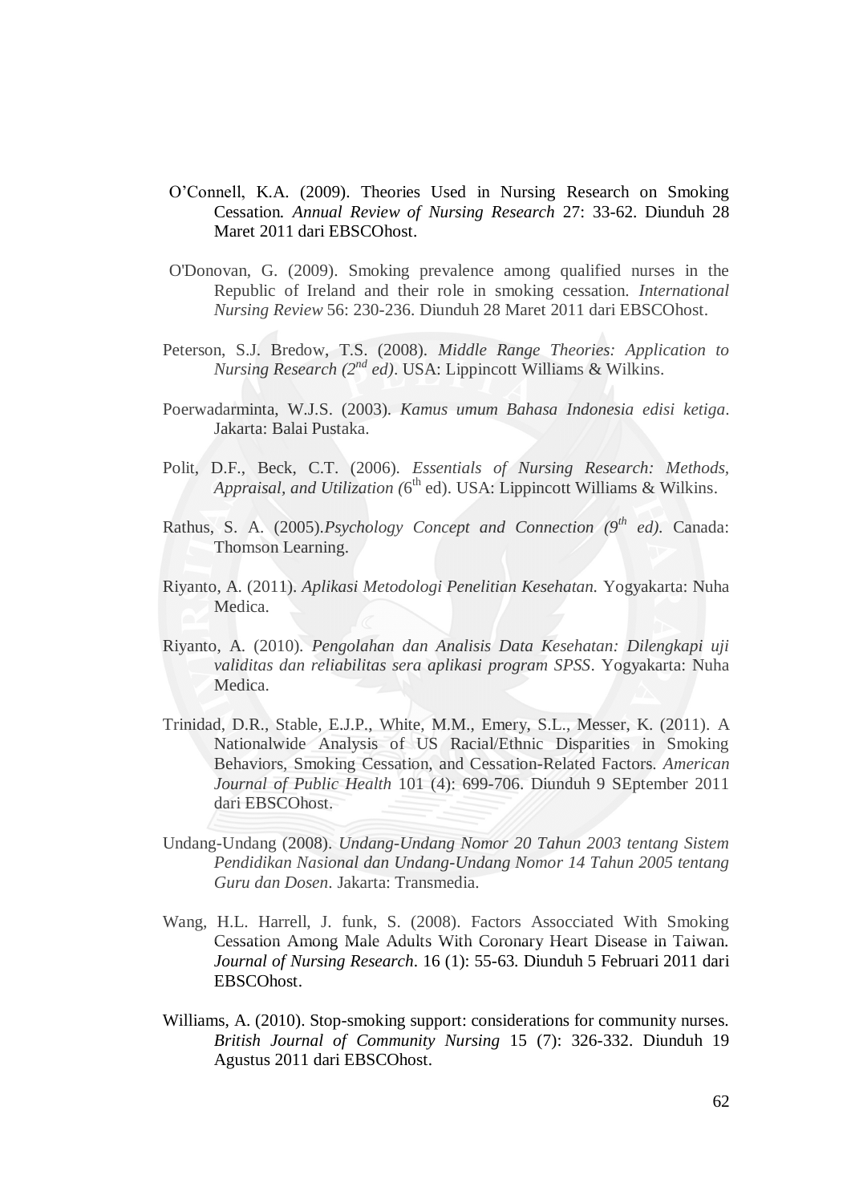O'Connell, K.A. (2009). Theories Used in Nursing Research on Smoking Cessation. *Annual Review of Nursing Research* 27: 33-62. Diunduh 28 Maret 2011 dari EBSCOhost.

O'Donovan, G. (2009). Smoking prevalence among qualified nurses in the Republic of Ireland and their role in smoking cessation. *International Nursing Review* 56: 230-236. Diunduh 28 Maret 2011 dari EBSCOhost.

Peterson, S.J. Bredow, T.S. (2008). *Middle Range Theories: Application to Nursing Research (2nd ed)*. USA: Lippincott Williams & Wilkins.

Poerwadarminta, W.J.S. (2003). *Kamus umum Bahasa Indonesia edisi ketiga*. Jakarta: Balai Pustaka.

Polit, D.F., Beck, C.T. (2006). *Essentials of Nursing Research: Methods, Appraisal, and Utilization (*6th ed). USA: Lippincott Williams & Wilkins.

Rathus, S. A. (2005).*Psychology Concept and Connection (9th ed).* Canada: Thomson Learning.

Riyanto, A. (2011). *Aplikasi Metodologi Penelitian Kesehatan.* Yogyakarta: Nuha Medica.

Riyanto, A. (2010). *Pengolahan dan Analisis Data Kesehatan: Dilengkapi uji validitas dan reliabilitas sera aplikasi program SPSS*. Yogyakarta: Nuha Medica.

Trinidad, D.R., Stable, E.J.P., White, M.M., Emery, S.L., Messer, K. (2011). A Nationalwide Analysis of US Racial/Ethnic Disparities in Smoking Behaviors, Smoking Cessation, and Cessation-Related Factors. *American Journal of Public Health* 101 (4): 699-706. Diunduh 9 SEptember 2011 dari EBSCOhost.

Undang-Undang (2008). *Undang-Undang Nomor 20 Tahun 2003 tentang Sistem Pendidikan Nasional dan Undang-Undang Nomor 14 Tahun 2005 tentang Guru dan Dosen*. Jakarta: Transmedia.

Wang, H.L. Harrell, J. funk, S. (2008). Factors Assocciated With Smoking Cessation Among Male Adults With Coronary Heart Disease in Taiwan. *Journal of Nursing Research*. 16 (1): 55-63. Diunduh 5 Februari 2011 dari EBSCOhost.

Williams, A. (2010). Stop-smoking support: considerations for community nurses. *British Journal of Community Nursing* 15 (7): 326-332. Diunduh 19 Agustus 2011 dari EBSCOhost.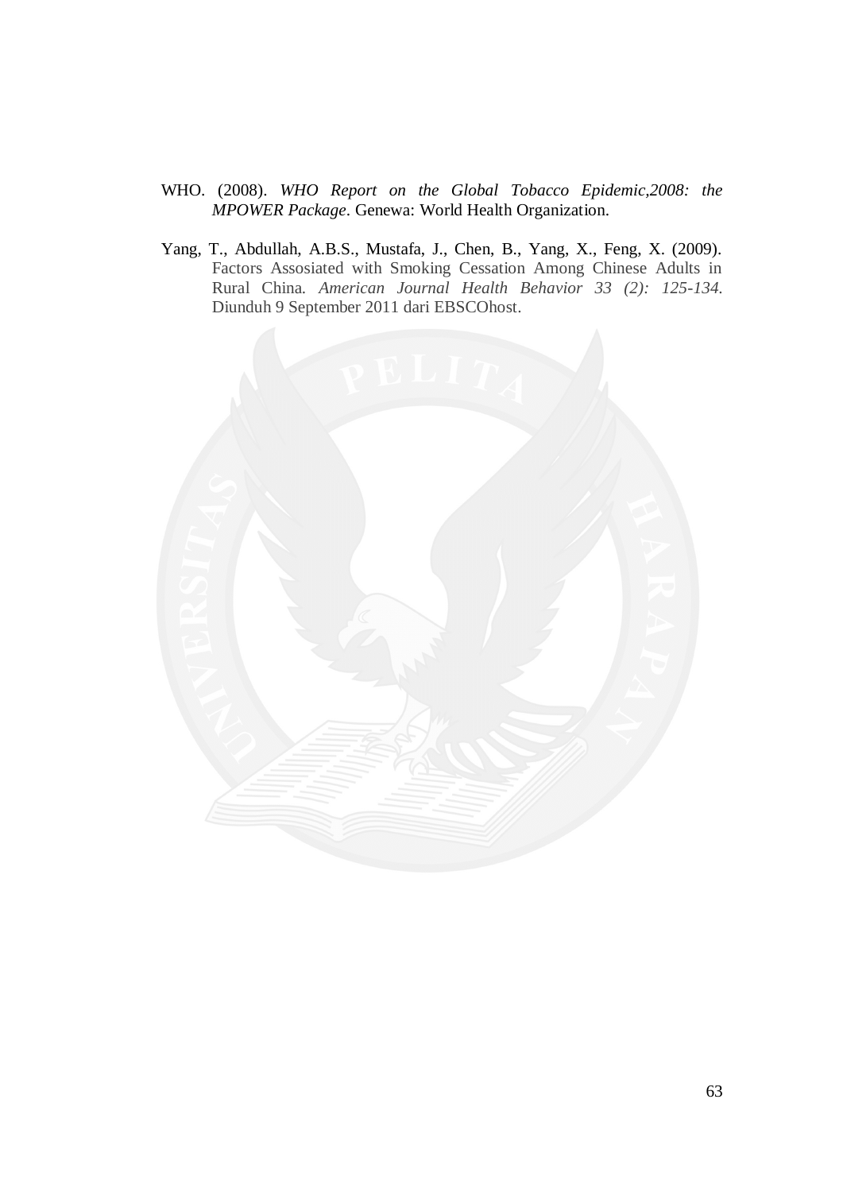WHO. (2008). *WHO Report on the Global Tobacco Epidemic,2008: the MPOWER Package*. Genewa: World Health Organization.

Yang, T., Abdullah, A.B.S., Mustafa, J., Chen, B., Yang, X., Feng, X. (2009). Factors Assosiated with Smoking Cessation Among Chinese Adults in Rural China. *American Journal Health Behavior 33 (2): 125-134.* Diunduh 9 September 2011 dari EBSCOhost.